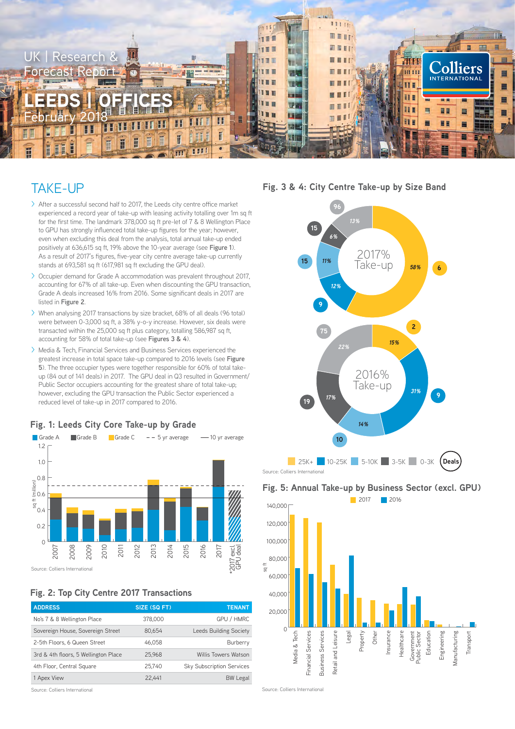UK | Research & Forecast Report

# LEEDS | OFFICES

February 2018

## TAKE-UP

- After a successful second half to 2017, the Leeds city centre office market experienced a record year of take-up with leasing activity totalling over 1m sq ft for the first time. The landmark 378,000 sq ft pre-let of 7 & 8 Wellington Place to GPU has strongly influenced total take-up figures for the year; however, even when excluding this deal from the analysis, total annual take-up ended positively at 636,615 sq ft, 19% above the 10-year average (see **Figure 1**). As a result of 2017's figures, five-year city centre average take-up currently stands at 693,581 sq ft (617,981 sq ft excluding the GPU deal).
- Occupier demand for Grade A accommodation was prevalent throughout 2017, accounting for 67% of all take-up. Even when discounting the GPU transaction, Grade A deals increased 16% from 2016. Some significant deals in 2017 are listed in **Figure 2**.
- When analysing 2017 transactions by size bracket, 68% of all deals (96 total) were between 0-3,000 sq ft, a 38% y-o-y increase. However, six deals were transacted within the 25,000 sq ft plus category, totalling 586,987 sq ft, accounting for 58% of total take-up (see **Figures 3 & 4**).
- Media & Tech, Financial Services and Business Services experienced the greatest increase in total space take-up compared to 2016 levels (see **Figure 5**). The three occupier types were together responsible for 60% of total take-up (84 out of 141 deals) in 2017. The GPU deal in Q3 resulted in Government/Public Sector occupiers accounting for the greatest share of total take-up; however, excluding the GPU transaction the Public Sector experienced a reduced level of take-up in 2017 compared to 2016.

### Fig. 1: Leeds City Core Take-up by Grade

Source: Colliers International

### Fig. 2: Top City Centre 2017 Transactions

| ADDRESS | SIZE (SQ FT) | TENANT |
|---|---|---|
| No's 7 & 8 Wellington Place | 378,000 | GPU / HMRC |
| Sovereign House, Sovereign Street | 80,654 | Leeds Building Society |
| 2-5th Floors, 6 Queen Street | 46,058 | Burberry |
| 3rd & 4th floors, 5 Wellington Place | 25,968 | Willis Towers Watson |
| 4th Floor, Central Square | 25,740 | Sky Subscription Services |
| 1 Apex View | 22,441 | BW Legal |

Source: Colliers International

### Fig. 3 & 4: City Centre Take-up by Size Band

Source: Colliers International

### Fig. 5: Annual Take-up by Business Sector (excl. GPU)

Source: Colliers International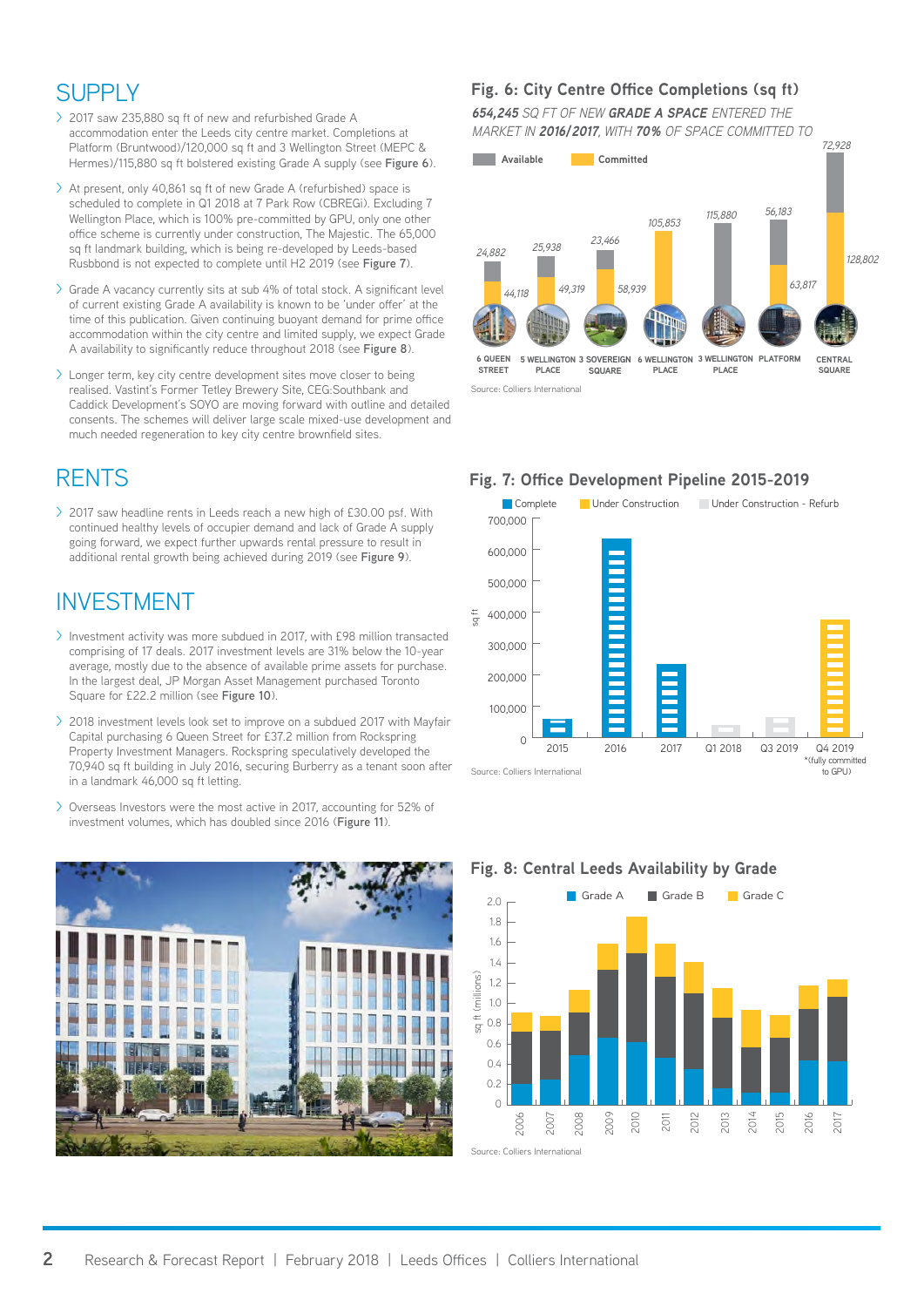## SUPPLY

- 2017 saw 235,880 sq ft of new and refurbished Grade A accommodation enter the Leeds city centre market. Completions at Platform (Bruntwood)/120,000 sq ft and 3 Wellington Street (MEPC & Hermes)/115,880 sq ft bolstered existing Grade A supply (see **Figure 6**).
- At present, only 40,861 sq ft of new Grade A (refurbished) space is scheduled to complete in Q1 2018 at 7 Park Row (CBREGi). Excluding 7 Wellington Place, which is 100% pre-committed by GPU, only one other office scheme is currently under construction, The Majestic. The 65,000 sq ft landmark building, which is being re-developed by Leeds-based Rusbbond is not expected to complete until H2 2019 (see **Figure 7**).
- Grade A vacancy currently sits at sub 4% of total stock. A significant level of current existing Grade A availability is known to be 'under offer' at the time of this publication. Given continuing buoyant demand for prime office accommodation within the city centre and limited supply, we expect Grade A availability to significantly reduce throughout 2018 (see **Figure 8**).
- Longer term, key city centre development sites move closer to being realised. Vastint's Former Tetley Brewery Site, CEG:Southbank and Caddick Development's SOYO are moving forward with outline and detailed consents. The schemes will deliver large scale mixed-use development and much needed regeneration to key city centre brownfield sites.

## RENTS

- 2017 saw headline rents in Leeds reach a new high of £30.00 psf. With continued healthy levels of occupier demand and lack of Grade A supply going forward, we expect further upwards rental pressure to result in additional rental growth being achieved during 2019 (see **Figure 9**).

## INVESTMENT

- Investment activity was more subdued in 2017, with £98 million transacted comprising of 17 deals. 2017 investment levels are 31% below the 10-year average, mostly due to the absence of available prime assets for purchase. In the largest deal, JP Morgan Asset Management purchased Toronto Square for £22.2 million (see **Figure 10**).
- 2018 investment levels look set to improve on a subdued 2017 with Mayfair Capital purchasing 6 Queen Street for £37.2 million from Rockspring Property Investment Managers. Rockspring speculatively developed the 70,940 sq ft building in July 2016, securing Burberry as a tenant soon after in a landmark 46,000 sq ft letting.
- Overseas Investors were the most active in 2017, accounting for 52% of investment volumes, which has doubled since 2016 (**Figure 11**).

### Fig. 6: City Centre Office Completions (sq ft)

*654,245 SQ FT OF NEW **GRADE A SPACE** ENTERED THE MARKET IN **2016/2017**, WITH **70%** OF SPACE COMMITTED TO*

| Scheme | Available | Committed |
|---|---|---|
| 6 Queen Street | 24,882 | 44,118 |
| 5 Wellington Place | 25,938 | 49,319 |
| 3 Sovereign Square | 23,466 | 58,939 |
| 6 Wellington Place | | 105,853 |
| 3 Wellington Place | 115,880 | |
| Platform | 56,183 | 63,817 |
| Central Square | 72,928 | 128,802 |

Source: Colliers International

### Fig. 7: Office Development Pipeline 2015-2019

Legend: Complete, Under Construction, Under Construction - Refurb

| Period | sq ft (approx.) |
|---|---|
| 2015 | ~55,000 (Complete) |
| 2016 | ~630,000 (Complete) |
| 2017 | ~235,000 (Complete) |
| Q1 2018 | ~40,000 (Under Construction - Refurb) |
| Q3 2019 | ~65,000 (Under Construction - Refurb) |
| Q4 2019* | ~380,000 (Under Construction) |

*(fully committed to GPU)

Source: Colliers International

### Fig. 8: Central Leeds Availability by Grade

Chart showing sq ft (millions) of Grade A, Grade B and Grade C availability, 2006–2017.

Source: Colliers International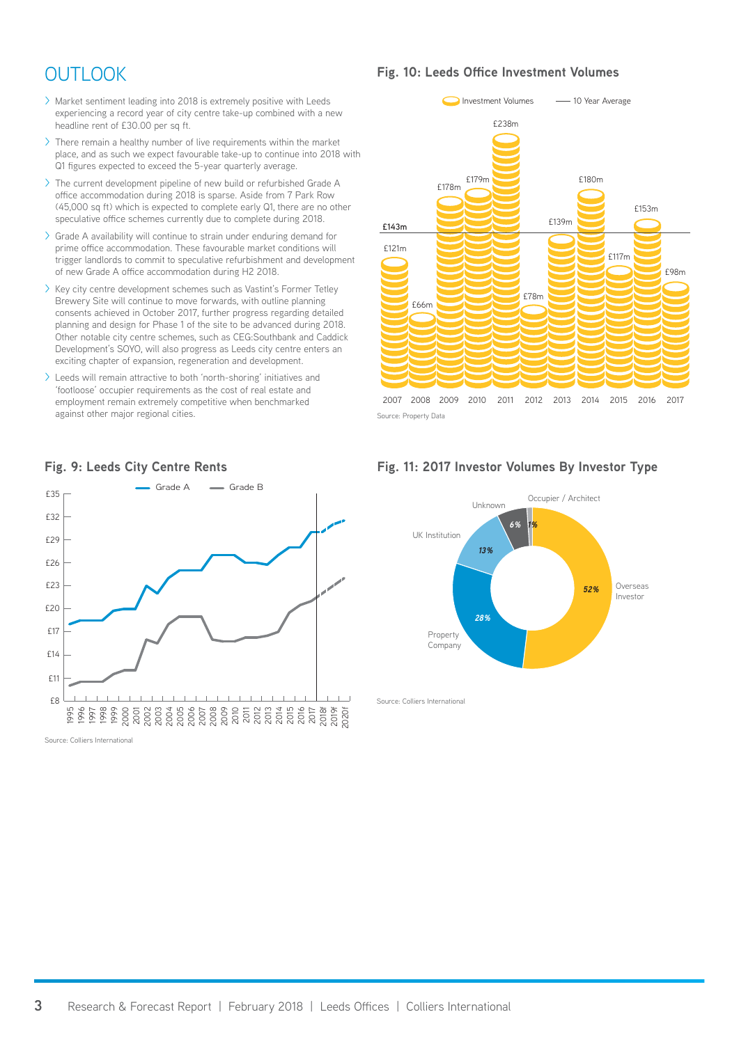# OUTLOOK

- Market sentiment leading into 2018 is extremely positive with Leeds experiencing a record year of city centre take-up combined with a new headline rent of £30.00 per sq ft.
- There remain a healthy number of live requirements within the market place, and as such we expect favourable take-up to continue into 2018 with Q1 figures expected to exceed the 5-year quarterly average.
- The current development pipeline of new build or refurbished Grade A office accommodation during 2018 is sparse. Aside from 7 Park Row (45,000 sq ft) which is expected to complete early Q1, there are no other speculative office schemes currently due to complete during 2018.
- Grade A availability will continue to strain under enduring demand for prime office accommodation. These favourable market conditions will trigger landlords to commit to speculative refurbishment and development of new Grade A office accommodation during H2 2018.
- Key city centre development schemes such as Vastint's Former Tetley Brewery Site will continue to move forwards, with outline planning consents achieved in October 2017, further progress regarding detailed planning and design for Phase 1 of the site to be advanced during 2018. Other notable city centre schemes, such as CEG:Southbank and Caddick Development's SOYO, will also progress as Leeds city centre enters an exciting chapter of expansion, regeneration and development.
- Leeds will remain attractive to both 'north-shoring' initiatives and 'footloose' occupier requirements as the cost of real estate and employment remain extremely competitive when benchmarked against other major regional cities.

### Fig. 9: Leeds City Centre Rents

Grade A — Grade B

Source: Colliers International

### Fig. 10: Leeds Office Investment Volumes

Investment Volumes — 10 Year Average (£143m)

| Year | Investment Volume |
|---|---|
| 2007 | £121m |
| 2008 | £66m |
| 2009 | £178m |
| 2010 | £179m |
| 2011 | £238m |
| 2012 | £78m |
| 2013 | £139m |
| 2014 | £180m |
| 2015 | £117m |
| 2016 | £153m |
| 2017 | £98m |

Source: Property Data

### Fig. 11: 2017 Investor Volumes By Investor Type

| Investor Type | Share |
|---|---|
| Overseas Investor | 52% |
| Property Company | 28% |
| UK Institution | 13% |
| Unknown | 6% |
| Occupier / Architect | 1% |

Source: Colliers International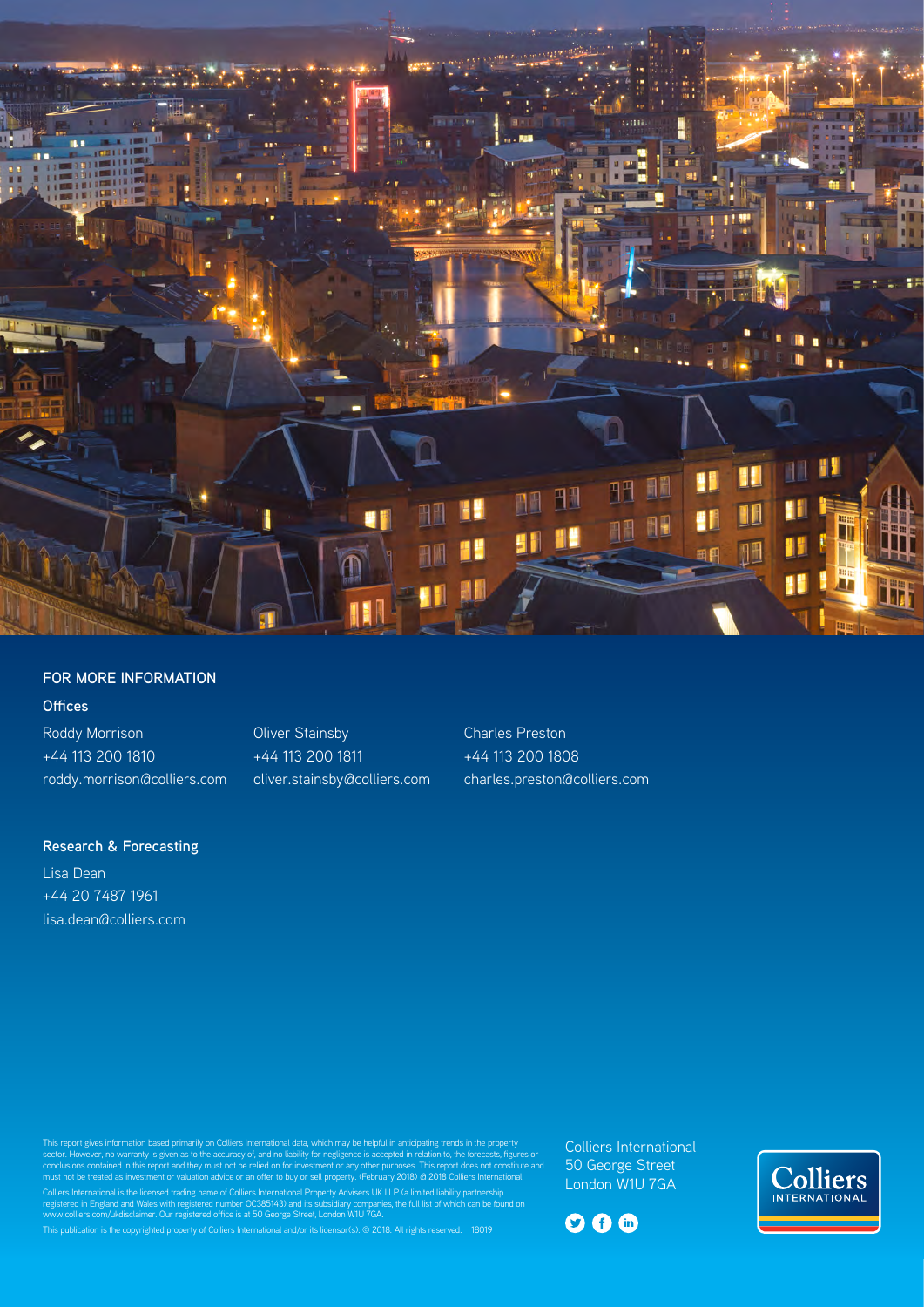## FOR MORE INFORMATION

### Offices

Roddy Morrison
+44 113 200 1810
roddy.morrison@colliers.com

Oliver Stainsby
+44 113 200 1811
oliver.stainsby@colliers.com

Charles Preston
+44 113 200 1808
charles.preston@colliers.com

### Research & Forecasting

Lisa Dean
+44 20 7487 1961
lisa.dean@colliers.com

This report gives information based primarily on Colliers International data, which may be helpful in anticipating trends in the property sector. However, no warranty is given as to the accuracy of, and no liability for negligence is accepted in relation to, the forecasts, figures or conclusions contained in this report and they must not be relied on for investment or any other purposes. This report does not constitute and must not be treated as investment or valuation advice or an offer to buy or sell property. (February 2018) © 2018 Colliers International.

Colliers International is the licensed trading name of Colliers International Property Advisers UK LLP (a limited liability partnership registered in England and Wales with registered number OC385143) and its subsidiary companies, the full list of which can be found on www.colliers.com/ukdisclaimer. Our registered office is at 50 George Street, London W1U 7GA.

This publication is the copyrighted property of Colliers International and/or its licensor(s). © 2018. All rights reserved. 18019

Colliers International
50 George Street
London W1U 7GA

Colliers INTERNATIONAL